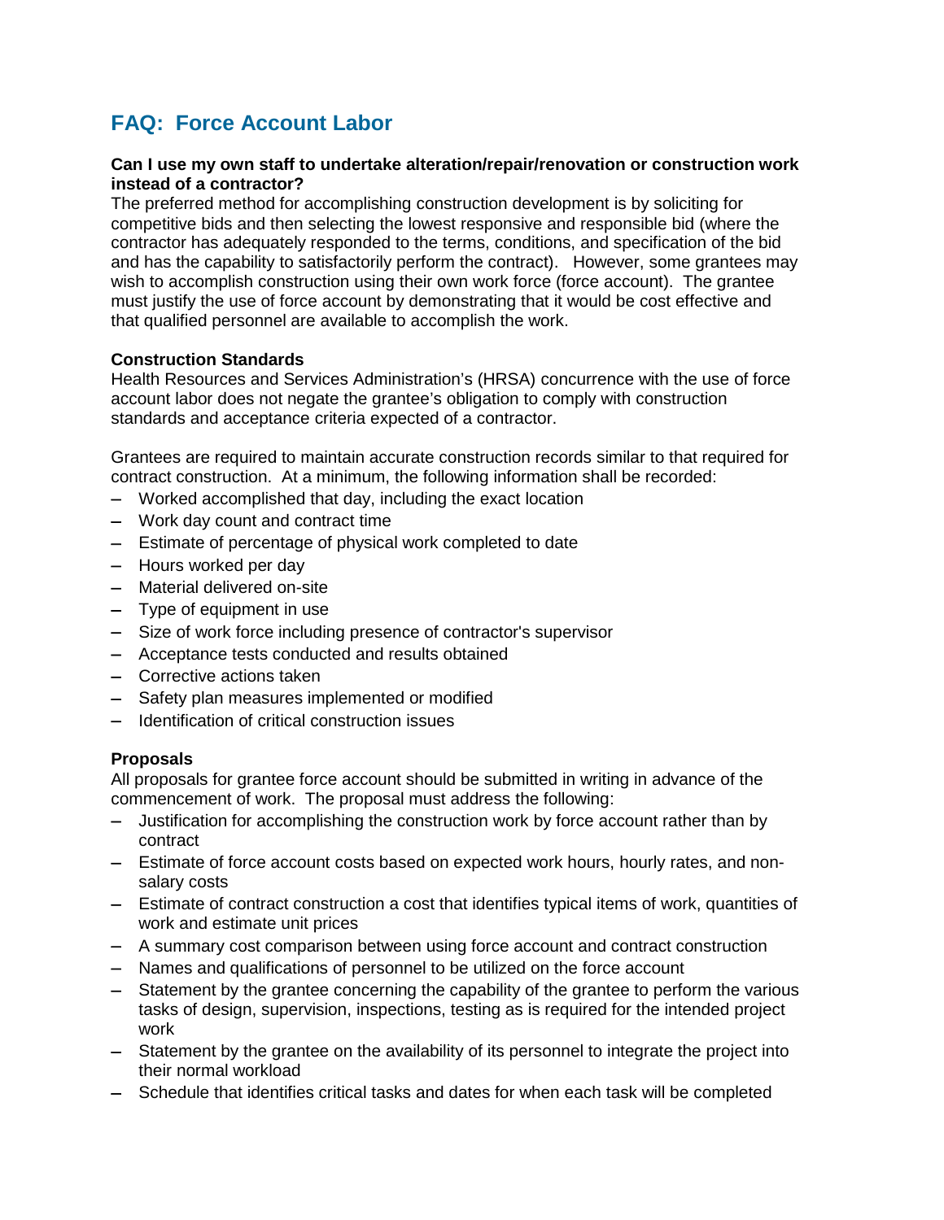# FAQ: Force Account Labor

**Can I use my own staff to undertake alteration/repair/renovation or construction work instead of a contractor?**

The preferred method for accomplishing construction development is by soliciting for competitive bids and then selecting the lowest responsive and responsible bid (where the contractor has adequately responded to the terms, conditions, and specification of the bid and has the capability to satisfactorily perform the contract). However, some grantees may wish to accomplish construction using their own work force (force account). The grantee must justify the use of force account by demonstrating that it would be cost effective and that qualified personnel are available to accomplish the work.

**Construction Standards**

Health Resources and Services Administration's (HRSA) concurrence with the use of force account labor does not negate the grantee's obligation to comply with construction standards and acceptance criteria expected of a contractor.

Grantees are required to maintain accurate construction records similar to that required for contract construction. At a minimum, the following information shall be recorded:

- Worked accomplished that day, including the exact location
- Work day count and contract time
- Estimate of percentage of physical work completed to date
- Hours worked per day
- Material delivered on-site
- Type of equipment in use
- Size of work force including presence of contractor's supervisor
- Acceptance tests conducted and results obtained
- Corrective actions taken
- Safety plan measures implemented or modified
- Identification of critical construction issues

**Proposals**

All proposals for grantee force account should be submitted in writing in advance of the commencement of work. The proposal must address the following:

- Justification for accomplishing the construction work by force account rather than by contract
- Estimate of force account costs based on expected work hours, hourly rates, and non-salary costs
- Estimate of contract construction a cost that identifies typical items of work, quantities of work and estimate unit prices
- A summary cost comparison between using force account and contract construction
- Names and qualifications of personnel to be utilized on the force account
- Statement by the grantee concerning the capability of the grantee to perform the various tasks of design, supervision, inspections, testing as is required for the intended project work
- Statement by the grantee on the availability of its personnel to integrate the project into their normal workload
- Schedule that identifies critical tasks and dates for when each task will be completed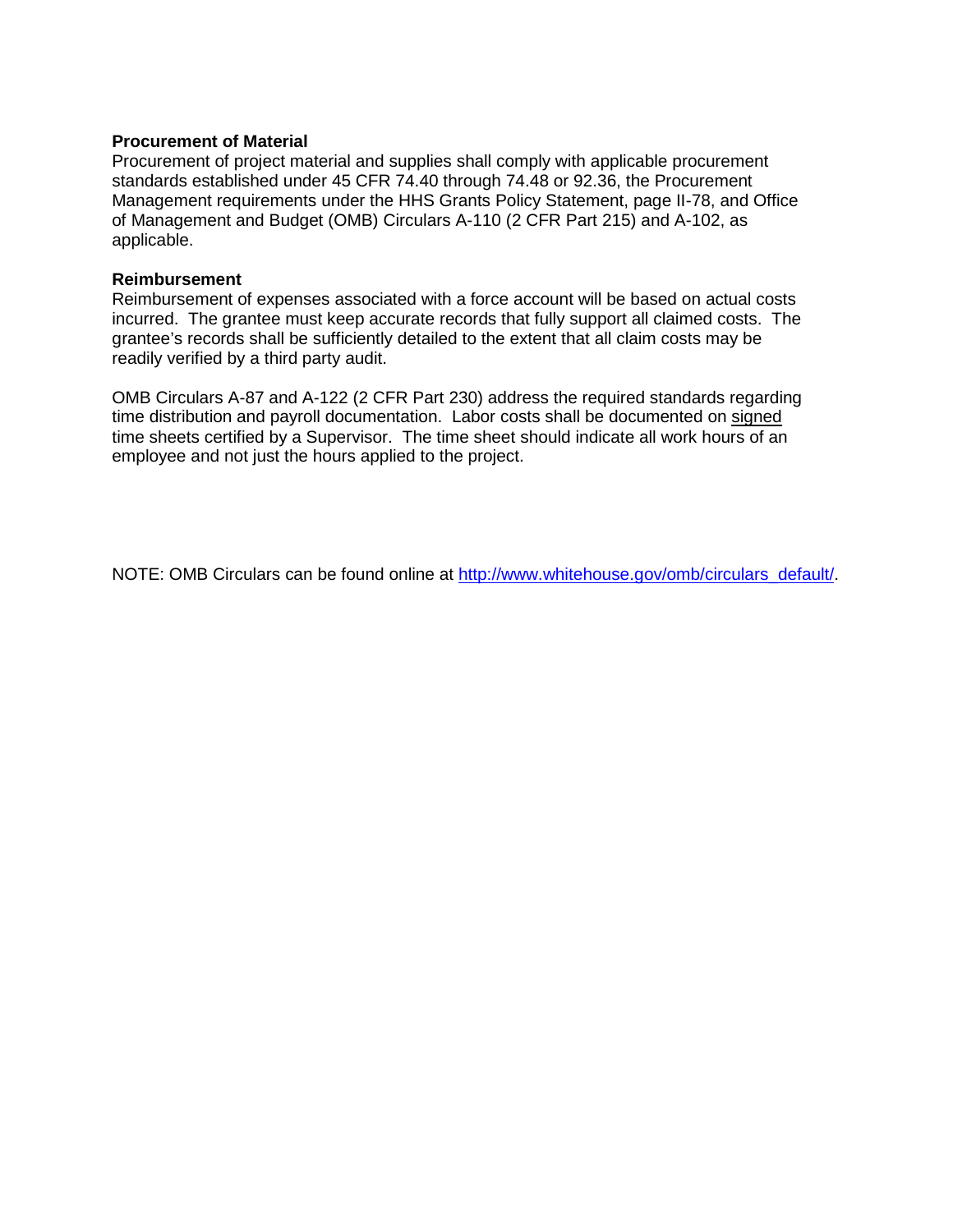**Procurement of Material**

Procurement of project material and supplies shall comply with applicable procurement standards established under 45 CFR 74.40 through 74.48 or 92.36, the Procurement Management requirements under the HHS Grants Policy Statement, page II-78, and Office of Management and Budget (OMB) Circulars A-110 (2 CFR Part 215) and A-102, as applicable.

**Reimbursement**

Reimbursement of expenses associated with a force account will be based on actual costs incurred. The grantee must keep accurate records that fully support all claimed costs. The grantee's records shall be sufficiently detailed to the extent that all claim costs may be readily verified by a third party audit.

OMB Circulars A-87 and A-122 (2 CFR Part 230) address the required standards regarding time distribution and payroll documentation. Labor costs shall be documented on signed time sheets certified by a Supervisor. The time sheet should indicate all work hours of an employee and not just the hours applied to the project.

NOTE: OMB Circulars can be found online at http://www.whitehouse.gov/omb/circulars_default/.